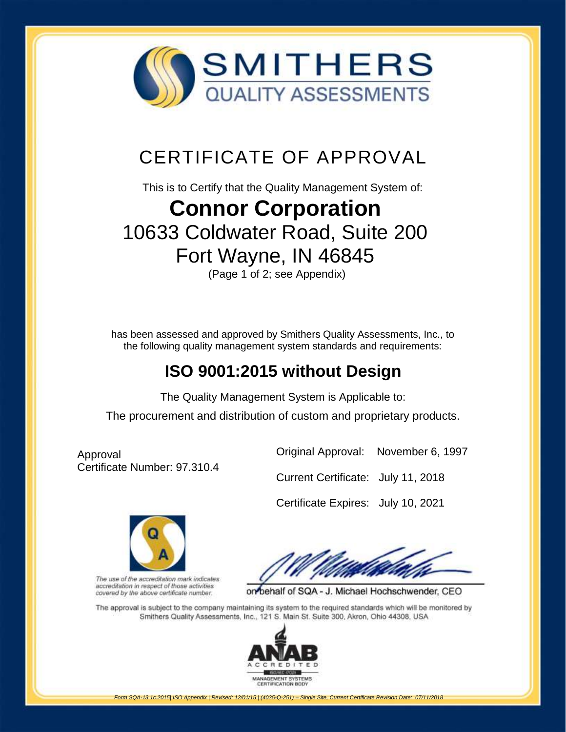# SMITHERS
## QUALITY ASSESSMENTS

# CERTIFICATE OF APPROVAL

This is to Certify that the Quality Management System of:

## Connor Corporation

10633 Coldwater Road, Suite 200
Fort Wayne, IN 46845
(Page 1 of 2; see Appendix)

has been assessed and approved by Smithers Quality Assessments, Inc., to the following quality management system standards and requirements:

## ISO 9001:2015 without Design

The Quality Management System is Applicable to:

The procurement and distribution of custom and proprietary products.

Approval
Certificate Number: 97.310.4

Original Approval: November 6, 1997

Current Certificate: July 11, 2018

Certificate Expires: July 10, 2021

*The use of the accreditation mark indicates accreditation in respect of those activities covered by the above certificate number.*

on behalf of SQA - J. Michael Hochschwender, CEO

The approval is subject to the company maintaining its system to the required standards which will be monitored by Smithers Quality Assessments, Inc., 121 S. Main St. Suite 300, Akron, Ohio 44308, USA

ANAB ACCREDITED
ISO/IEC 17021
MANAGEMENT SYSTEMS CERTIFICATION BODY

*Form SQA-13.1c.2015| ISO Appendix | Revised: 12/01/15 | (4035-Q-251) – Single Site, Current Certificate Revision Date: 07/11/2018*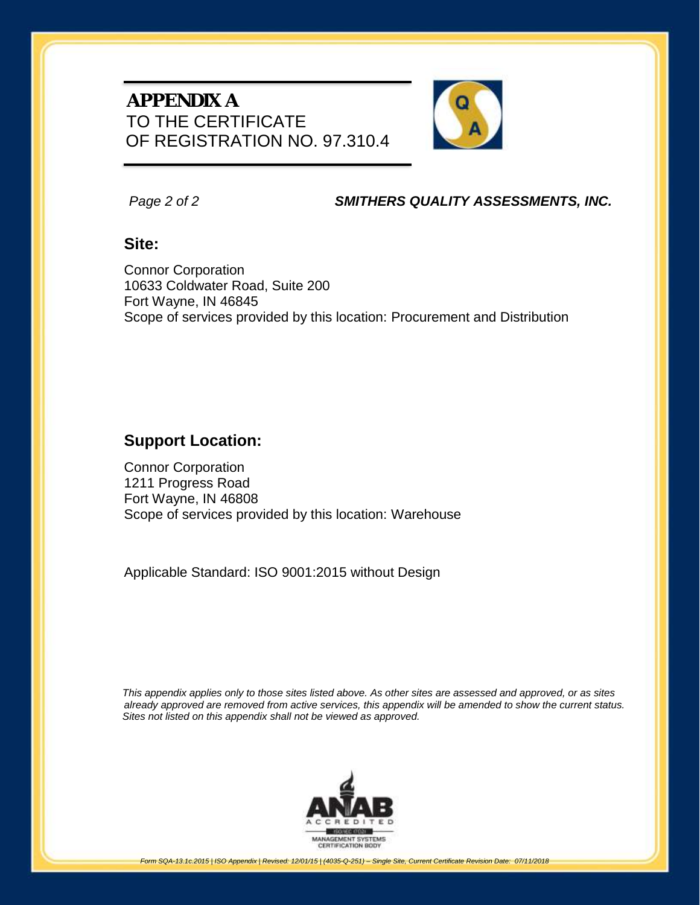# APPENDIX A
TO THE CERTIFICATE
OF REGISTRATION NO. 97.310.4

***SMITHERS QUALITY ASSESSMENTS, INC.***

## Site:

Connor Corporation
10633 Coldwater Road, Suite 200
Fort Wayne, IN 46845
Scope of services provided by this location: Procurement and Distribution

## Support Location:

Connor Corporation
1211 Progress Road
Fort Wayne, IN 46808
Scope of services provided by this location: Warehouse

Applicable Standard: ISO 9001:2015 without Design

*This appendix applies only to those sites listed above. As other sites are assessed and approved, or as sites already approved are removed from active services, this appendix will be amended to show the current status. Sites not listed on this appendix shall not be viewed as approved.*

ANAB ACCREDITED ISO/IEC 17021 MANAGEMENT SYSTEMS CERTIFICATION BODY

*Form SQA-13.1c.2015 | ISO Appendix | Revised: 12/01/15 | (4035-Q-251) – Single Site, Current Certificate Revision Date: 07/11/2018*